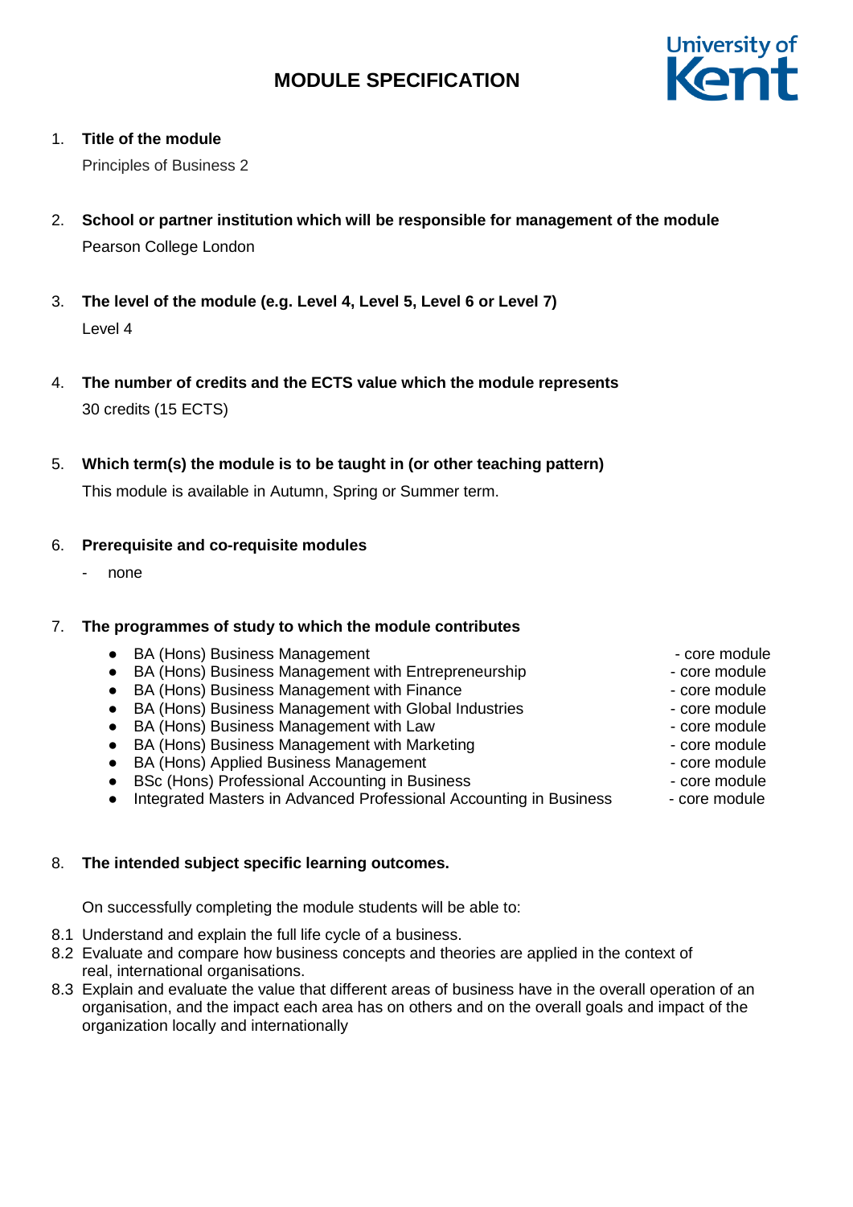# MODULE SPECIFICATION

University of Kent

1. **Title of the module**

   Principles of Business 2

2. **School or partner institution which will be responsible for management of the module**

   Pearson College London

3. **The level of the module (e.g. Level 4, Level 5, Level 6 or Level 7)**

   Level 4

4. **The number of credits and the ECTS value which the module represents**

   30 credits (15 ECTS)

5. **Which term(s) the module is to be taught in (or other teaching pattern)**

   This module is available in Autumn, Spring or Summer term.

6. **Prerequisite and co-requisite modules**

   - none

7. **The programmes of study to which the module contributes**

   - BA (Hons) Business Management - core module
   - BA (Hons) Business Management with Entrepreneurship - core module
   - BA (Hons) Business Management with Finance - core module
   - BA (Hons) Business Management with Global Industries - core module
   - BA (Hons) Business Management with Law - core module
   - BA (Hons) Business Management with Marketing - core module
   - BA (Hons) Applied Business Management - core module
   - BSc (Hons) Professional Accounting in Business - core module
   - Integrated Masters in Advanced Professional Accounting in Business - core module

8. **The intended subject specific learning outcomes.**

   On successfully completing the module students will be able to:

8.1 Understand and explain the full life cycle of a business.
8.2 Evaluate and compare how business concepts and theories are applied in the context of real, international organisations.
8.3 Explain and evaluate the value that different areas of business have in the overall operation of an organisation, and the impact each area has on others and on the overall goals and impact of the organization locally and internationally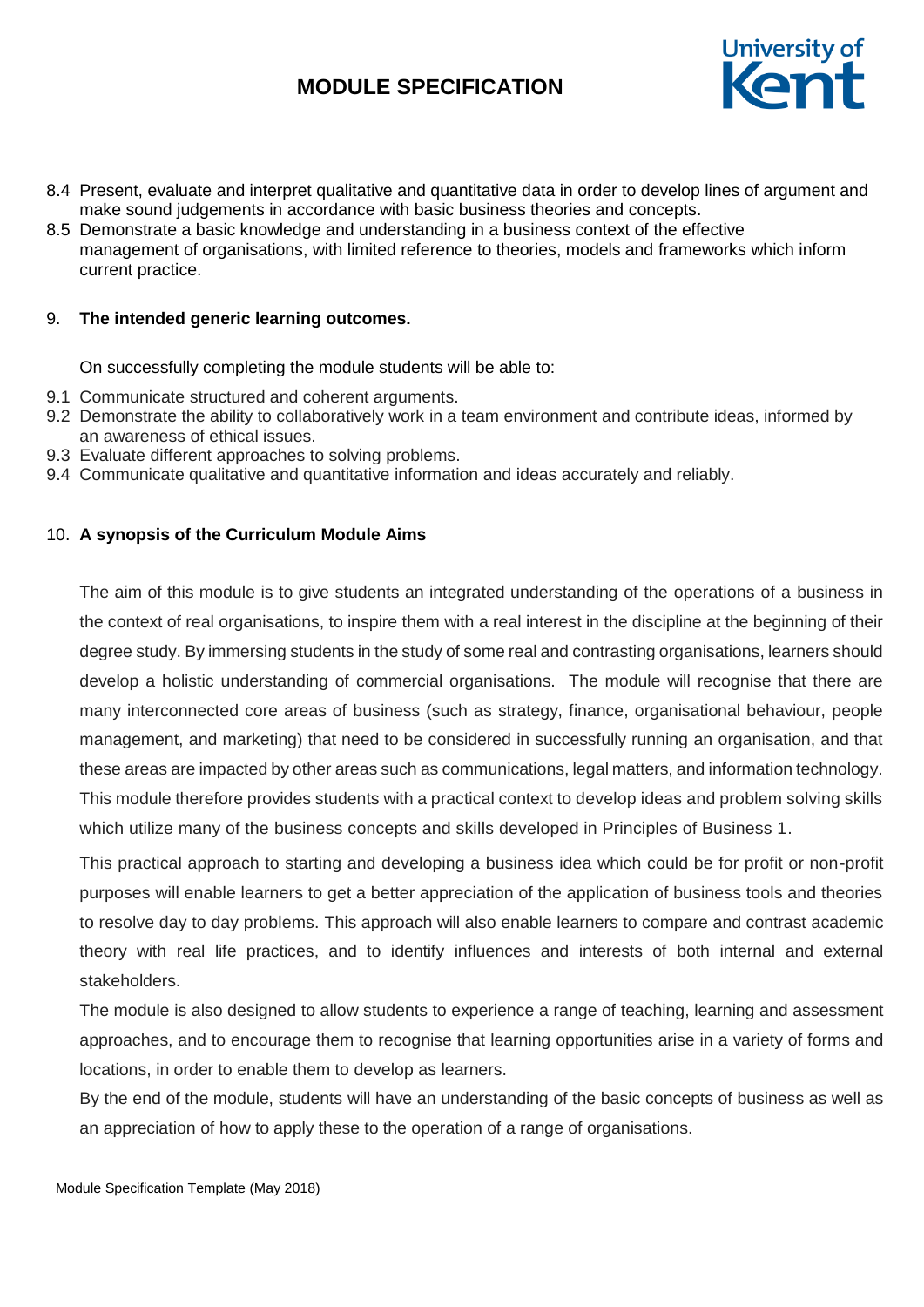8.4 Present, evaluate and interpret qualitative and quantitative data in order to develop lines of argument and make sound judgements in accordance with basic business theories and concepts.
8.5 Demonstrate a basic knowledge and understanding in a business context of the effective management of organisations, with limited reference to theories, models and frameworks which inform current practice.

9. **The intended generic learning outcomes.**

On successfully completing the module students will be able to:

9.1 Communicate structured and coherent arguments.
9.2 Demonstrate the ability to collaboratively work in a team environment and contribute ideas, informed by an awareness of ethical issues.
9.3 Evaluate different approaches to solving problems.
9.4 Communicate qualitative and quantitative information and ideas accurately and reliably.

10. **A synopsis of the Curriculum Module Aims**

The aim of this module is to give students an integrated understanding of the operations of a business in the context of real organisations, to inspire them with a real interest in the discipline at the beginning of their degree study. By immersing students in the study of some real and contrasting organisations, learners should develop a holistic understanding of commercial organisations. The module will recognise that there are many interconnected core areas of business (such as strategy, finance, organisational behaviour, people management, and marketing) that need to be considered in successfully running an organisation, and that these areas are impacted by other areas such as communications, legal matters, and information technology. This module therefore provides students with a practical context to develop ideas and problem solving skills which utilize many of the business concepts and skills developed in Principles of Business 1.

This practical approach to starting and developing a business idea which could be for profit or non-profit purposes will enable learners to get a better appreciation of the application of business tools and theories to resolve day to day problems. This approach will also enable learners to compare and contrast academic theory with real life practices, and to identify influences and interests of both internal and external stakeholders.

The module is also designed to allow students to experience a range of teaching, learning and assessment approaches, and to encourage them to recognise that learning opportunities arise in a variety of forms and locations, in order to enable them to develop as learners.

By the end of the module, students will have an understanding of the basic concepts of business as well as an appreciation of how to apply these to the operation of a range of organisations.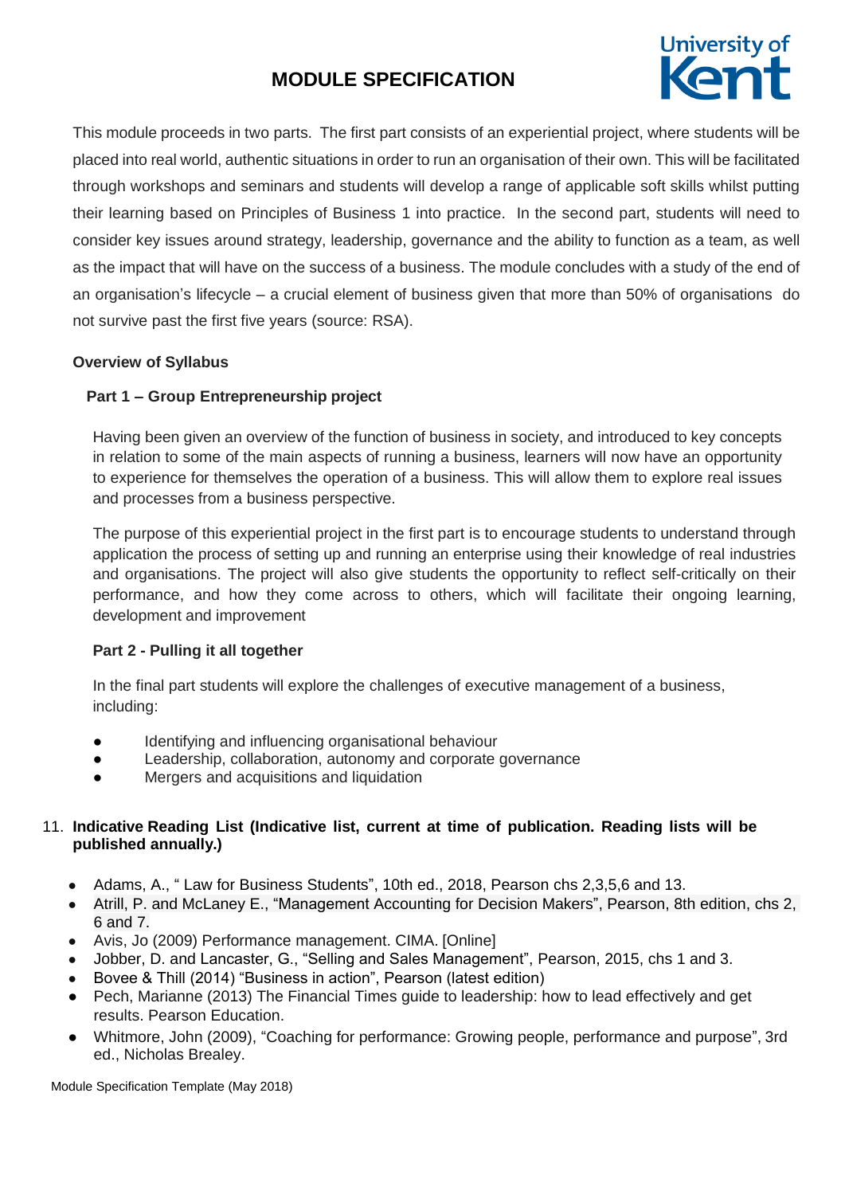This module proceeds in two parts. The first part consists of an experiential project, where students will be placed into real world, authentic situations in order to run an organisation of their own. This will be facilitated through workshops and seminars and students will develop a range of applicable soft skills whilst putting their learning based on Principles of Business 1 into practice. In the second part, students will need to consider key issues around strategy, leadership, governance and the ability to function as a team, as well as the impact that will have on the success of a business. The module concludes with a study of the end of an organisation's lifecycle – a crucial element of business given that more than 50% of organisations do not survive past the first five years (source: RSA).

**Overview of Syllabus**

**Part 1 – Group Entrepreneurship project**

Having been given an overview of the function of business in society, and introduced to key concepts in relation to some of the main aspects of running a business, learners will now have an opportunity to experience for themselves the operation of a business. This will allow them to explore real issues and processes from a business perspective.

The purpose of this experiential project in the first part is to encourage students to understand through application the process of setting up and running an enterprise using their knowledge of real industries and organisations. The project will also give students the opportunity to reflect self-critically on their performance, and how they come across to others, which will facilitate their ongoing learning, development and improvement

**Part 2 - Pulling it all together**

In the final part students will explore the challenges of executive management of a business, including:

- Identifying and influencing organisational behaviour
- Leadership, collaboration, autonomy and corporate governance
- Mergers and acquisitions and liquidation

11. **Indicative Reading List (Indicative list, current at time of publication. Reading lists will be published annually.)**

- Adams, A., " Law for Business Students", 10th ed., 2018, Pearson chs 2,3,5,6 and 13.
- Atrill, P. and McLaney E., "Management Accounting for Decision Makers", Pearson, 8th edition, chs 2, 6 and 7.
- Avis, Jo (2009) Performance management. CIMA. [Online]
- Jobber, D. and Lancaster, G., "Selling and Sales Management", Pearson, 2015, chs 1 and 3.
- Bovee & Thill (2014) "Business in action", Pearson (latest edition)
- Pech, Marianne (2013) The Financial Times guide to leadership: how to lead effectively and get results. Pearson Education.
- Whitmore, John (2009), "Coaching for performance: Growing people, performance and purpose", 3rd ed., Nicholas Brealey.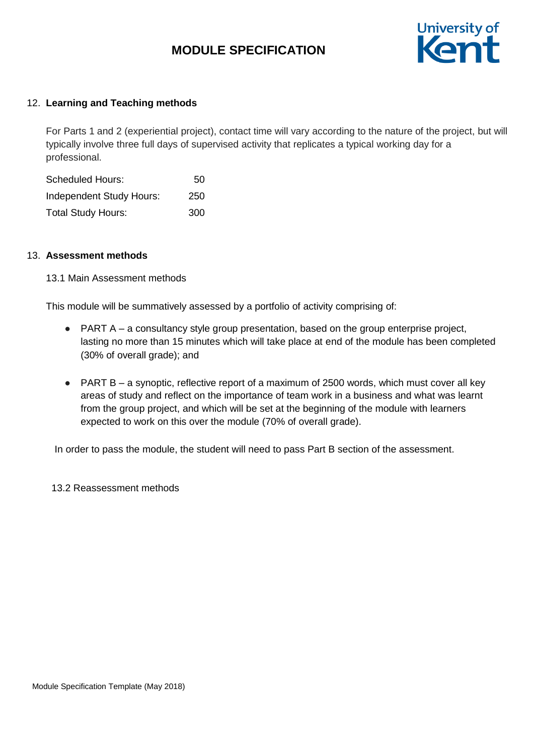## 12. Learning and Teaching methods

For Parts 1 and 2 (experiential project), contact time will vary according to the nature of the project, but will typically involve three full days of supervised activity that replicates a typical working day for a professional.

| | |
|---|---|
| Scheduled Hours: | 50 |
| Independent Study Hours: | 250 |
| Total Study Hours: | 300 |

## 13. Assessment methods

### 13.1 Main Assessment methods

This module will be summatively assessed by a portfolio of activity comprising of:

- PART A – a consultancy style group presentation, based on the group enterprise project, lasting no more than 15 minutes which will take place at end of the module has been completed (30% of overall grade); and
- PART B – a synoptic, reflective report of a maximum of 2500 words, which must cover all key areas of study and reflect on the importance of team work in a business and what was learnt from the group project, and which will be set at the beginning of the module with learners expected to work on this over the module (70% of overall grade).

In order to pass the module, the student will need to pass Part B section of the assessment.

### 13.2 Reassessment methods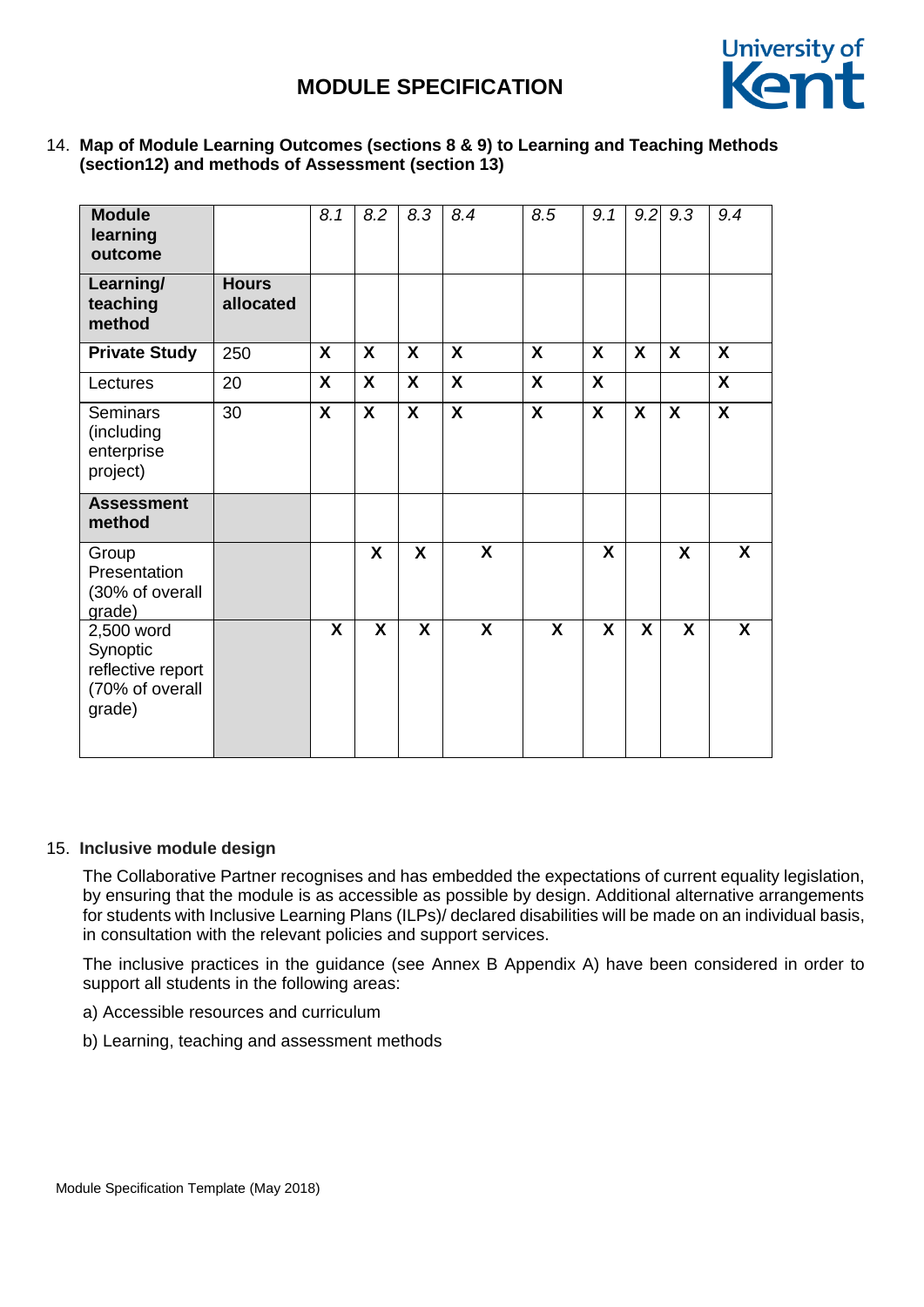14. **Map of Module Learning Outcomes (sections 8 & 9) to Learning and Teaching Methods (section12) and methods of Assessment (section 13)**

| **Module learning outcome** | | *8.1* | *8.2* | *8.3* | *8.4* | *8.5* | *9.1* | *9.2* | *9.3* | *9.4* |
|---|---|---|---|---|---|---|---|---|---|---|
| **Learning/ teaching method** | **Hours allocated** | | | | | | | | | |
| **Private Study** | 250 | **X** | **X** | **X** | **X** | **X** | **X** | **X** | **X** | **X** |
| Lectures | 20 | **X** | **X** | **X** | **X** | **X** | **X** | | | **X** |
| Seminars (including enterprise project) | 30 | **X** | **X** | **X** | **X** | **X** | **X** | **X** | **X** | **X** |
| **Assessment method** | | | | | | | | | | |
| Group Presentation (30% of overall grade) | | | **X** | **X** | **X** | | **X** | | **X** | **X** |
| 2,500 word Synoptic reflective report (70% of overall grade) | | **X** | **X** | **X** | **X** | **X** | **X** | **X** | **X** | **X** |

15. **Inclusive module design**

The Collaborative Partner recognises and has embedded the expectations of current equality legislation, by ensuring that the module is as accessible as possible by design. Additional alternative arrangements for students with Inclusive Learning Plans (ILPs)/ declared disabilities will be made on an individual basis, in consultation with the relevant policies and support services.

The inclusive practices in the guidance (see Annex B Appendix A) have been considered in order to support all students in the following areas:

a) Accessible resources and curriculum

b) Learning, teaching and assessment methods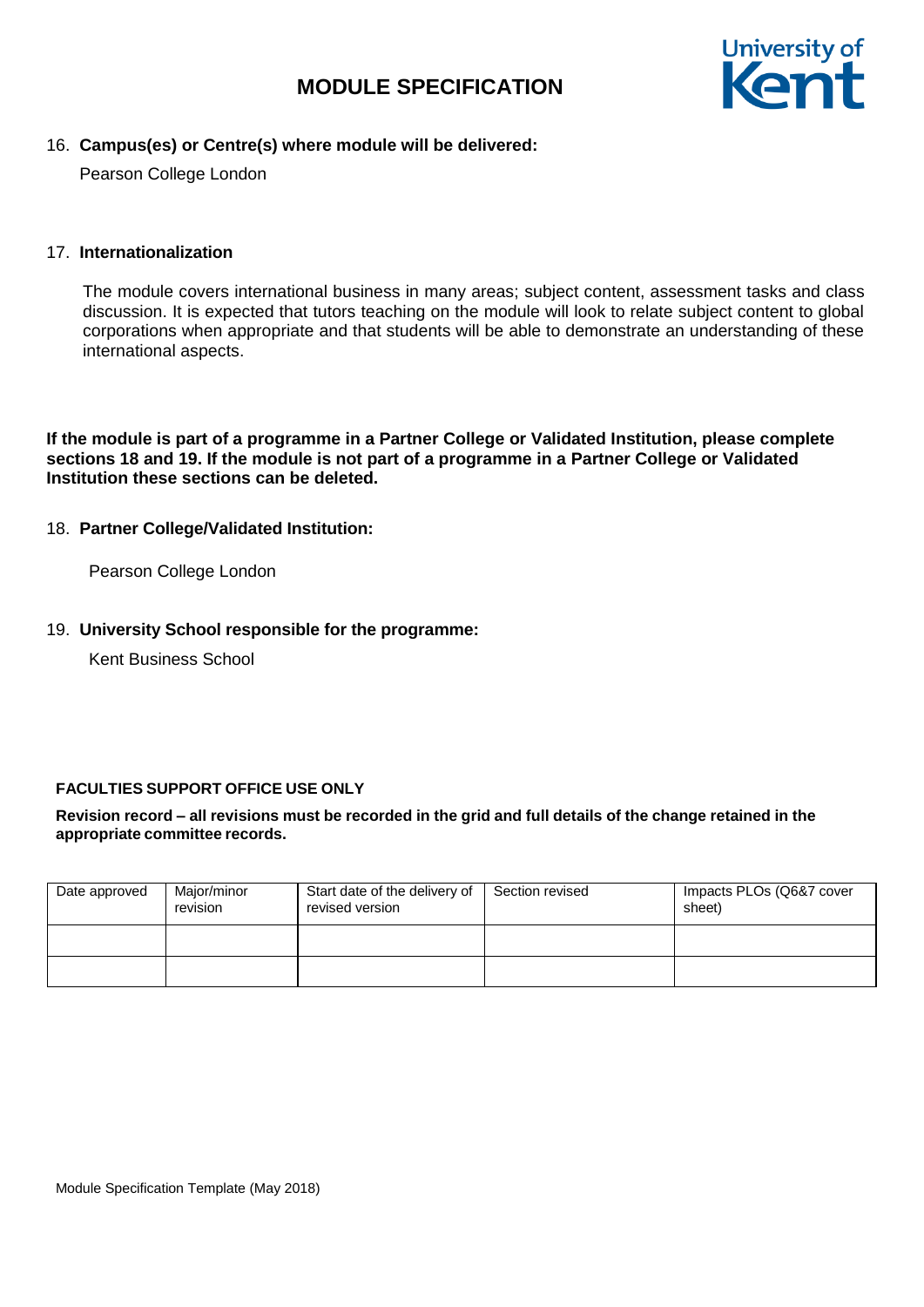16. **Campus(es) or Centre(s) where module will be delivered:**

    Pearson College London

17. **Internationalization**

    The module covers international business in many areas; subject content, assessment tasks and class discussion. It is expected that tutors teaching on the module will look to relate subject content to global corporations when appropriate and that students will be able to demonstrate an understanding of these international aspects.

**If the module is part of a programme in a Partner College or Validated Institution, please complete sections 18 and 19. If the module is not part of a programme in a Partner College or Validated Institution these sections can be deleted.**

18. **Partner College/Validated Institution:**

    Pearson College London

19. **University School responsible for the programme:**

    Kent Business School

**FACULTIES SUPPORT OFFICE USE ONLY**

**Revision record – all revisions must be recorded in the grid and full details of the change retained in the appropriate committee records.**

| Date approved | Major/minor revision | Start date of the delivery of revised version | Section revised | Impacts PLOs (Q6&7 cover sheet) |
|---|---|---|---|---|
| | | | | |
| | | | | |

Module Specification Template (May 2018)